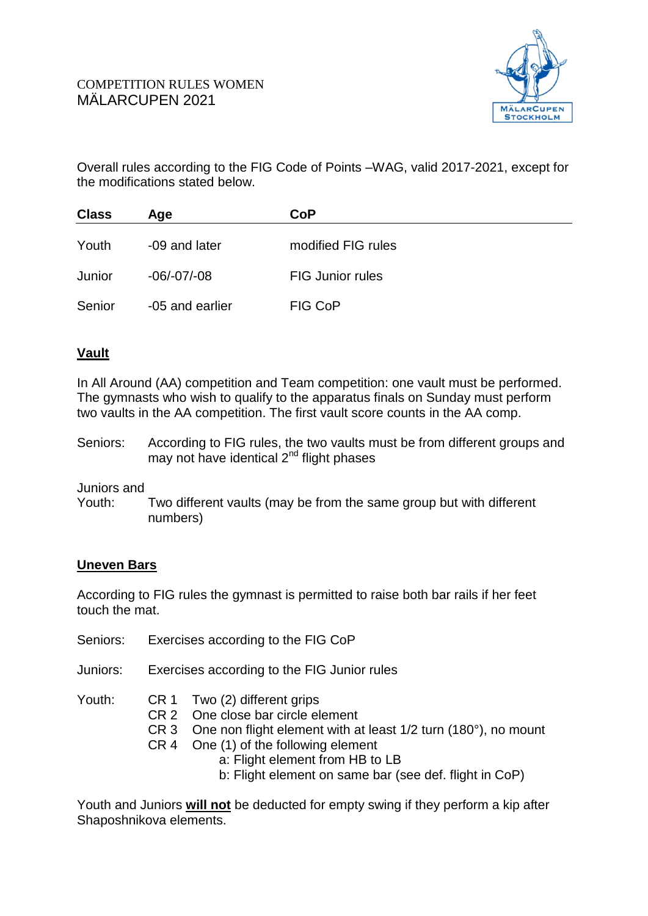COMPETITION RULES WOMEN
MÄLARCUPEN 2021

Overall rules according to the FIG Code of Points –WAG, valid 2017-2021, except for the modifications stated below.

| Class | Age | CoP |
|---|---|---|
| Youth | -09 and later | modified FIG rules |
| Junior | -06/-07/-08 | FIG Junior rules |
| Senior | -05 and earlier | FIG CoP |

## Vault

In All Around (AA) competition and Team competition: one vault must be performed. The gymnasts who wish to qualify to the apparatus finals on Sunday must perform two vaults in the AA competition. The first vault score counts in the AA comp.

Seniors: According to FIG rules, the two vaults must be from different groups and may not have identical 2nd flight phases

Juniors and Youth: Two different vaults (may be from the same group but with different numbers)

## Uneven Bars

According to FIG rules the gymnast is permitted to raise both bar rails if her feet touch the mat.

Seniors: Exercises according to the FIG CoP

Juniors: Exercises according to the FIG Junior rules

Youth:
- CR 1 Two (2) different grips
- CR 2 One close bar circle element
- CR 3 One non flight element with at least 1/2 turn (180°), no mount
- CR 4 One (1) of the following element
  - a: Flight element from HB to LB
  - b: Flight element on same bar (see def. flight in CoP)

Youth and Juniors **will not** be deducted for empty swing if they perform a kip after Shaposhnikova elements.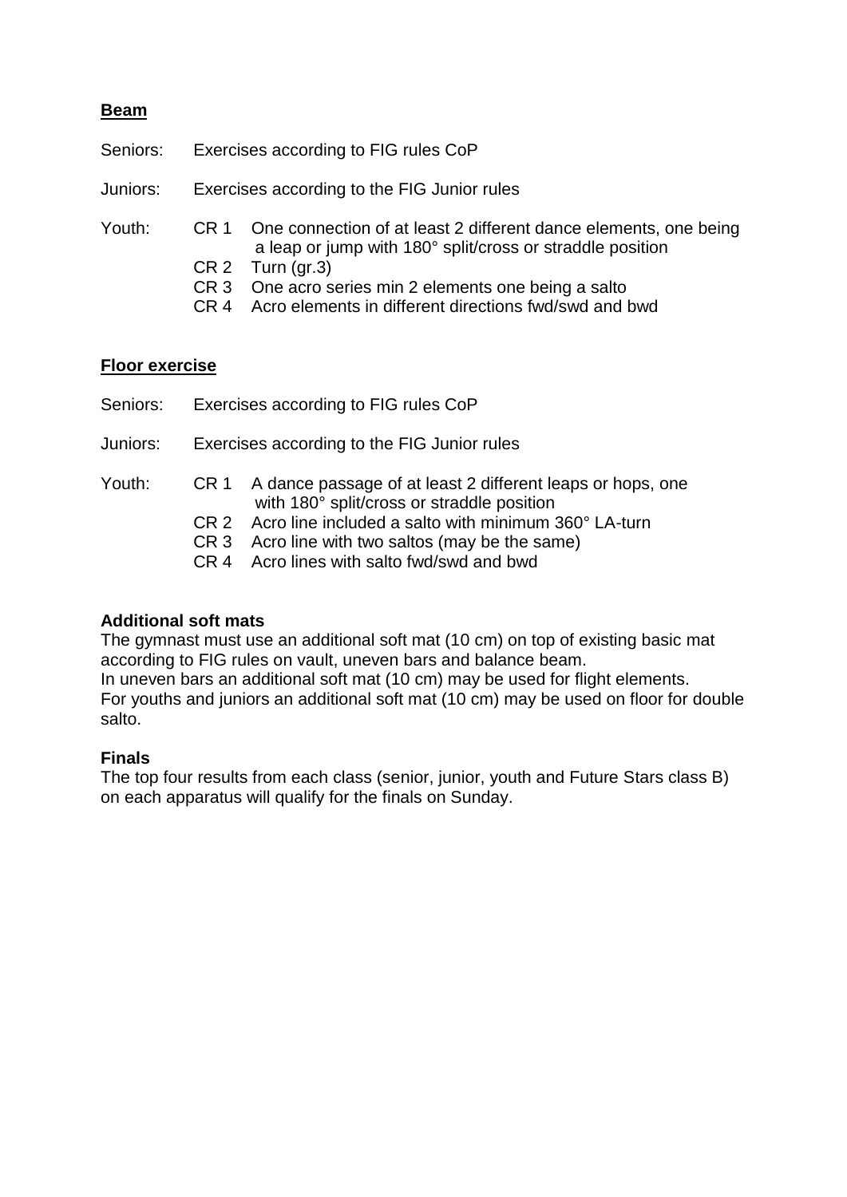**Beam**

Seniors: Exercises according to FIG rules CoP

Juniors: Exercises according to the FIG Junior rules

Youth:
- CR 1 One connection of at least 2 different dance elements, one being a leap or jump with 180° split/cross or straddle position
- CR 2 Turn (gr.3)
- CR 3 One acro series min 2 elements one being a salto
- CR 4 Acro elements in different directions fwd/swd and bwd

**Floor exercise**

Seniors: Exercises according to FIG rules CoP

Juniors: Exercises according to the FIG Junior rules

Youth:
- CR 1 A dance passage of at least 2 different leaps or hops, one with 180° split/cross or straddle position
- CR 2 Acro line included a salto with minimum 360° LA-turn
- CR 3 Acro line with two saltos (may be the same)
- CR 4 Acro lines with salto fwd/swd and bwd

**Additional soft mats**

The gymnast must use an additional soft mat (10 cm) on top of existing basic mat according to FIG rules on vault, uneven bars and balance beam.
In uneven bars an additional soft mat (10 cm) may be used for flight elements.
For youths and juniors an additional soft mat (10 cm) may be used on floor for double salto.

**Finals**

The top four results from each class (senior, junior, youth and Future Stars class B) on each apparatus will qualify for the finals on Sunday.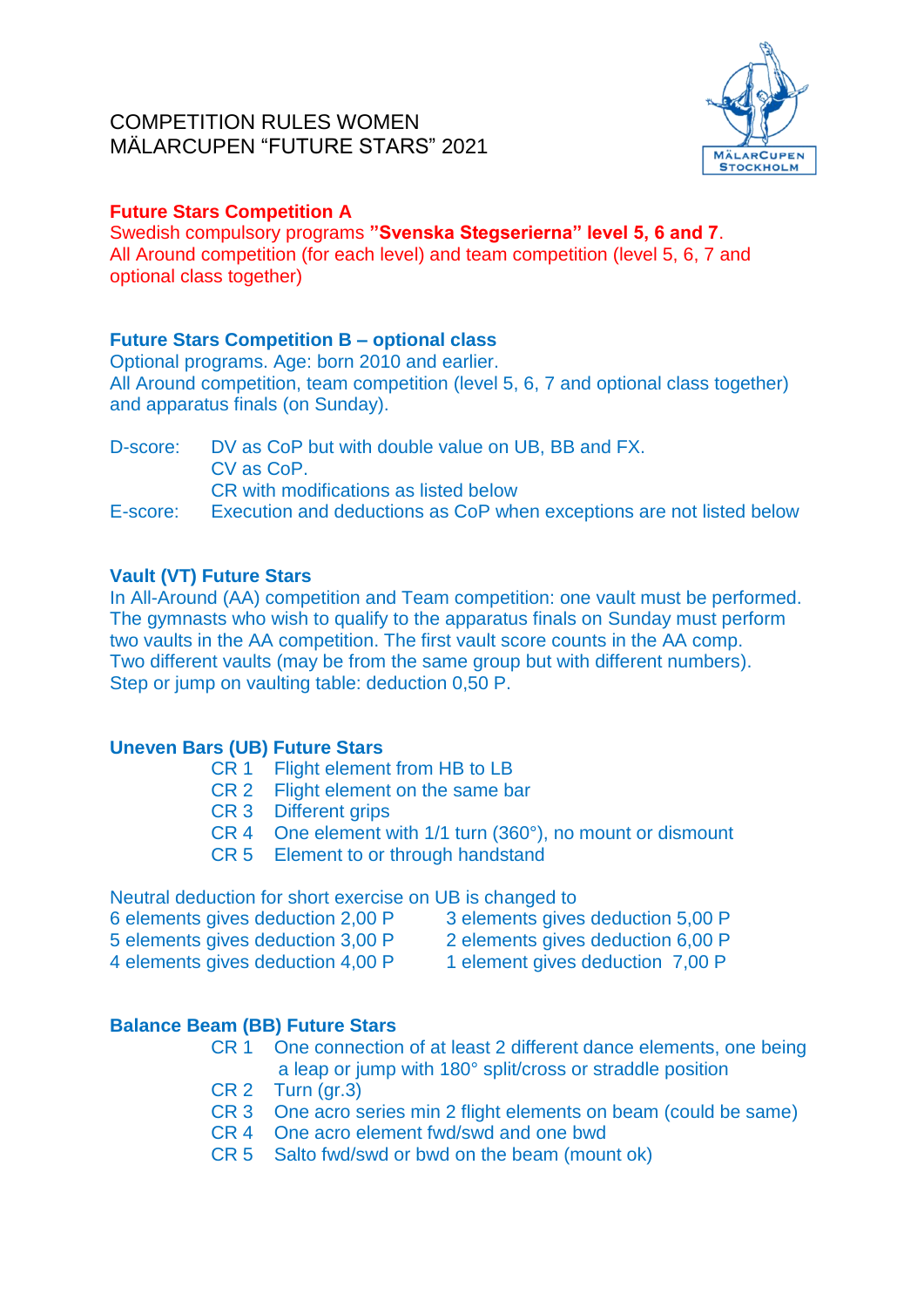# COMPETITION RULES WOMEN
# MÄLARCUPEN "FUTURE STARS" 2021

## Future Stars Competition A

Swedish compulsory programs **"Svenska Stegserierna" level 5, 6 and 7**.
All Around competition (for each level) and team competition (level 5, 6, 7 and optional class together)

## Future Stars Competition B – optional class

Optional programs. Age: born 2010 and earlier.
All Around competition, team competition (level 5, 6, 7 and optional class together) and apparatus finals (on Sunday).

D-score: DV as CoP but with double value on UB, BB and FX.
CV as CoP.
CR with modifications as listed below

E-score: Execution and deductions as CoP when exceptions are not listed below

## Vault (VT) Future Stars

In All-Around (AA) competition and Team competition: one vault must be performed.
The gymnasts who wish to qualify to the apparatus finals on Sunday must perform two vaults in the AA competition. The first vault score counts in the AA comp.
Two different vaults (may be from the same group but with different numbers).
Step or jump on vaulting table: deduction 0,50 P.

## Uneven Bars (UB) Future Stars

- CR 1 Flight element from HB to LB
- CR 2 Flight element on the same bar
- CR 3 Different grips
- CR 4 One element with 1/1 turn (360°), no mount or dismount
- CR 5 Element to or through handstand

Neutral deduction for short exercise on UB is changed to

| | |
|---|---|
| 6 elements gives deduction 2,00 P | 3 elements gives deduction 5,00 P |
| 5 elements gives deduction 3,00 P | 2 elements gives deduction 6,00 P |
| 4 elements gives deduction 4,00 P | 1 element gives deduction 7,00 P |

## Balance Beam (BB) Future Stars

- CR 1 One connection of at least 2 different dance elements, one being a leap or jump with 180° split/cross or straddle position
- CR 2 Turn (gr.3)
- CR 3 One acro series min 2 flight elements on beam (could be same)
- CR 4 One acro element fwd/swd and one bwd
- CR 5 Salto fwd/swd or bwd on the beam (mount ok)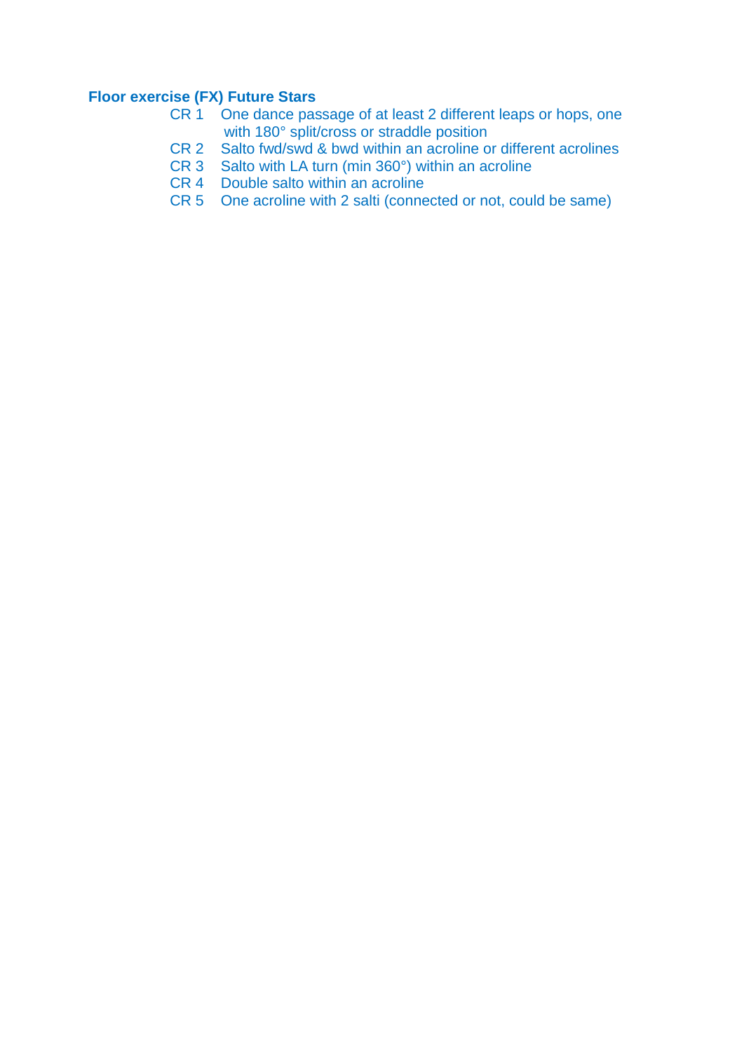**Floor exercise (FX) Future Stars**

- CR 1 One dance passage of at least 2 different leaps or hops, one with 180° split/cross or straddle position
- CR 2 Salto fwd/swd & bwd within an acroline or different acrolines
- CR 3 Salto with LA turn (min 360°) within an acroline
- CR 4 Double salto within an acroline
- CR 5 One acroline with 2 salti (connected or not, could be same)